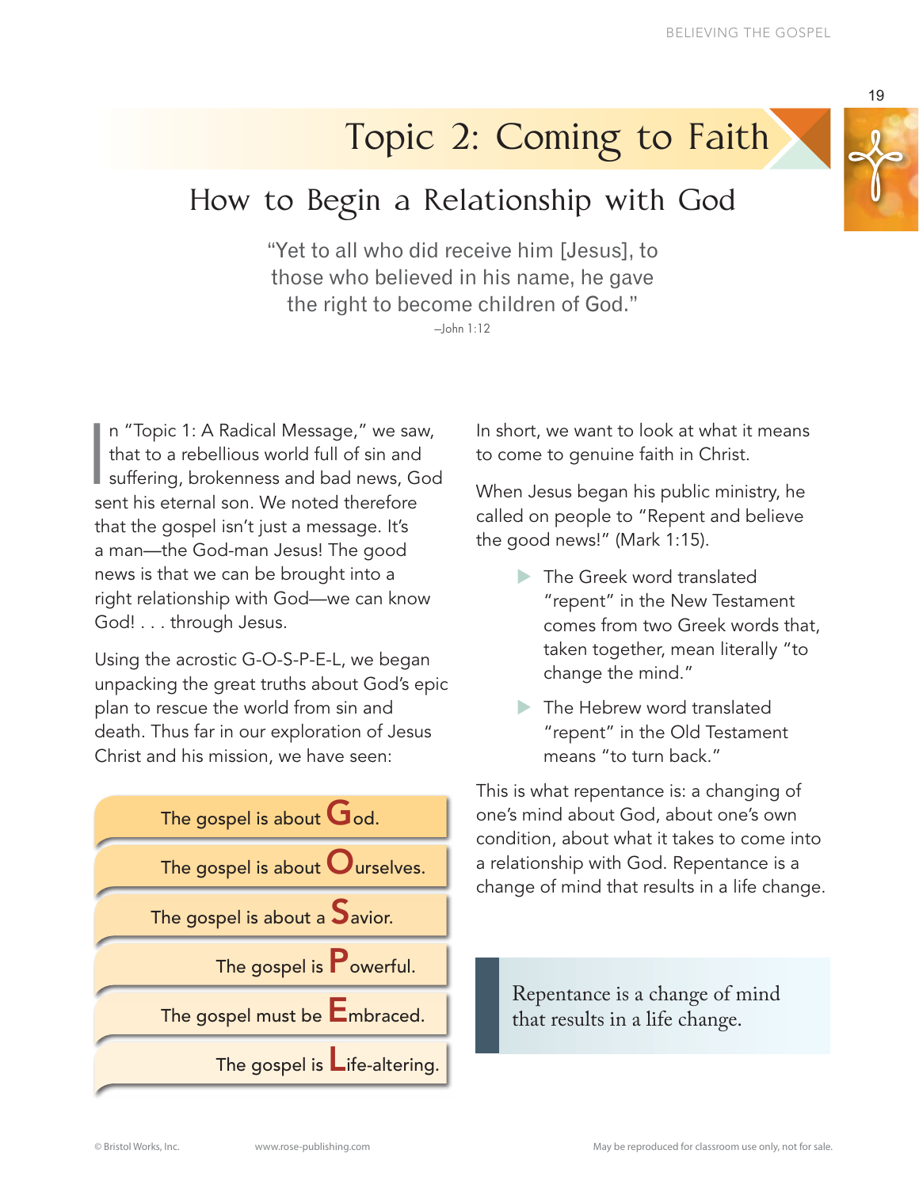# Topic 2: Coming to Faith

## How to Begin a Relationship with God

"Yet to all who did receive him [Jesus], to those who believed in his name, he gave the right to become children of God."

—John 1:12

In "Topic 1: A Radical Message," we saw, that to a rebellious world full of sin and suffering, brokenness and bad news, God sent his eternal son. We noted therefore that the gospel isn't just a message. It's a man—the God-man Jesus! The good news is that we can be brought into a right relationship with God—we can know God! . . . through Jesus.

Using the acrostic G-O-S-P-E-L, we began unpacking the great truths about God's epic plan to rescue the world from sin and death. Thus far in our exploration of Jesus Christ and his mission, we have seen:

- The gospel is about **G**od.
- The gospel is about **O**urselves.
- The gospel is about a **S**avior.
- The gospel is **P**owerful.
- The gospel must be **E**mbraced.
- The gospel is **L**ife-altering.

In short, we want to look at what it means to come to genuine faith in Christ.

When Jesus began his public ministry, he called on people to "Repent and believe the good news!" (Mark 1:15).

- The Greek word translated "repent" in the New Testament comes from two Greek words that, taken together, mean literally "to change the mind."
- The Hebrew word translated "repent" in the Old Testament means "to turn back."

This is what repentance is: a changing of one's mind about God, about one's own condition, about what it takes to come into a relationship with God. Repentance is a change of mind that results in a life change.

> Repentance is a change of mind that results in a life change.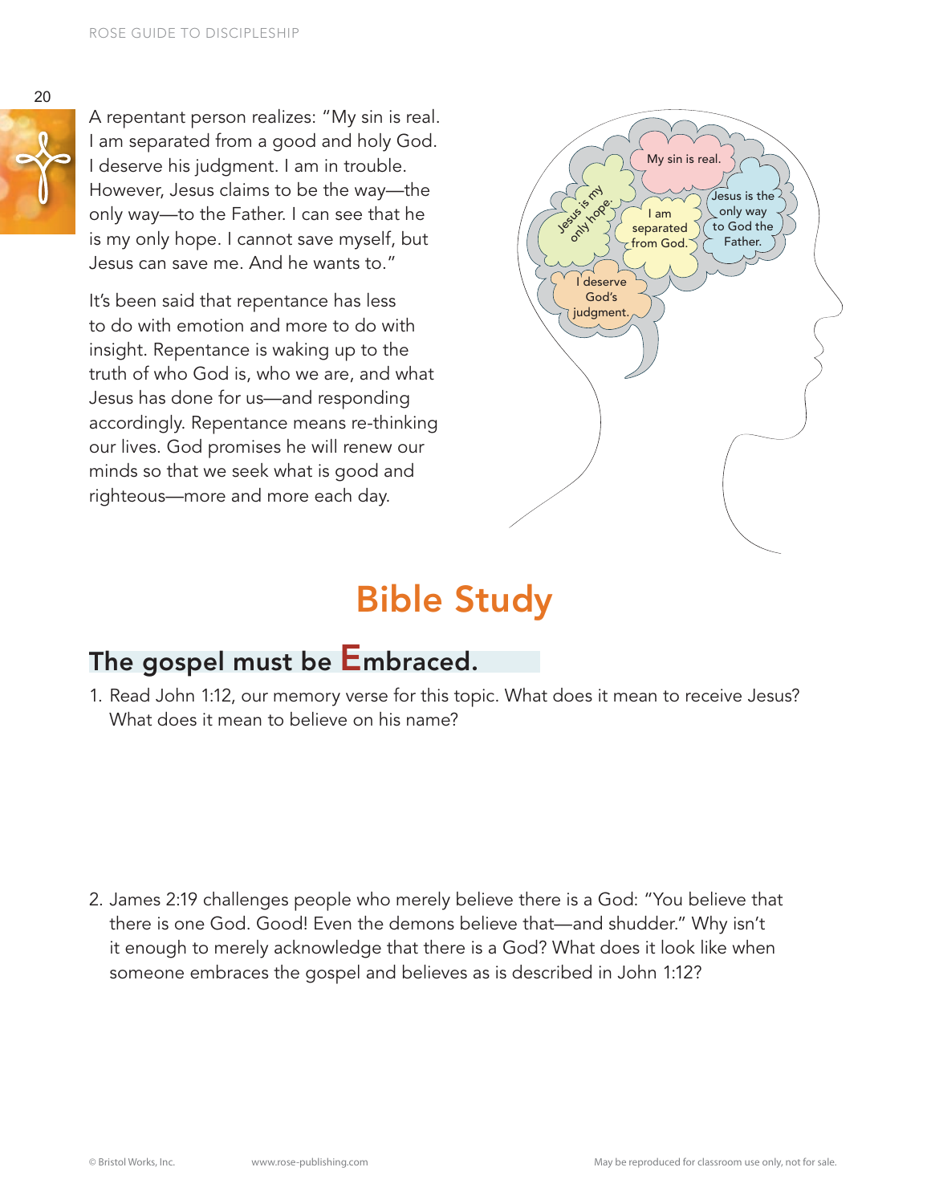A repentant person realizes: "My sin is real. I am separated from a good and holy God. I deserve his judgment. I am in trouble. However, Jesus claims to be the way—the only way—to the Father. I can see that he is my only hope. I cannot save myself, but Jesus can save me. And he wants to."

It's been said that repentance has less to do with emotion and more to do with insight. Repentance is waking up to the truth of who God is, who we are, and what Jesus has done for us—and responding accordingly. Repentance means re-thinking our lives. God promises he will renew our minds so that we seek what is good and righteous—more and more each day.

My sin is real.

Jesus is my only hope.

I am separated from God.

Jesus is the only way to God the Father.

I deserve God's judgment.

# Bible Study

## The gospel must be Embraced.

1. Read John 1:12, our memory verse for this topic. What does it mean to receive Jesus? What does it mean to believe on his name?

2. James 2:19 challenges people who merely believe there is a God: "You believe that there is one God. Good! Even the demons believe that—and shudder." Why isn't it enough to merely acknowledge that there is a God? What does it look like when someone embraces the gospel and believes as is described in John 1:12?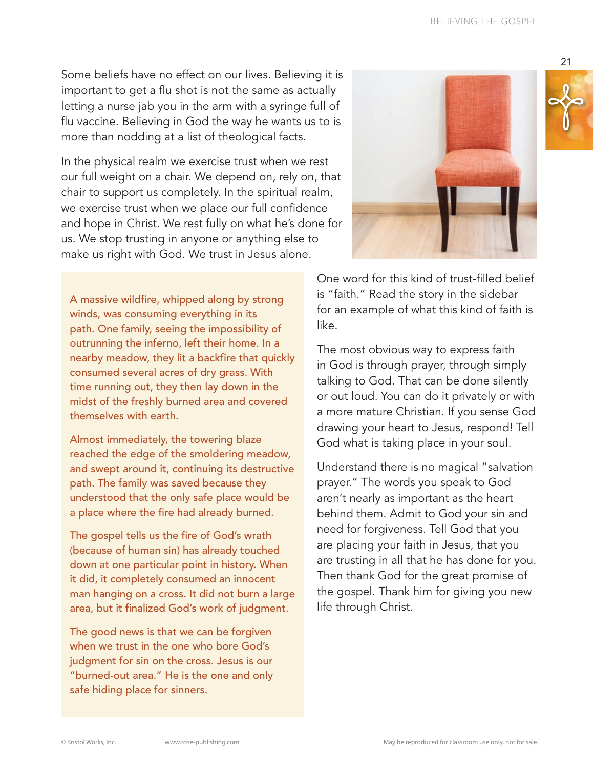Some beliefs have no effect on our lives. Believing it is important to get a flu shot is not the same as actually letting a nurse jab you in the arm with a syringe full of flu vaccine. Believing in God the way he wants us to is more than nodding at a list of theological facts.

In the physical realm we exercise trust when we rest our full weight on a chair. We depend on, rely on, that chair to support us completely. In the spiritual realm, we exercise trust when we place our full confidence and hope in Christ. We rest fully on what he's done for us. We stop trusting in anyone or anything else to make us right with God. We trust in Jesus alone.

One word for this kind of trust-filled belief is "faith." Read the story in the sidebar for an example of what this kind of faith is like.

The most obvious way to express faith in God is through prayer, through simply talking to God. That can be done silently or out loud. You can do it privately or with a more mature Christian. If you sense God drawing your heart to Jesus, respond! Tell God what is taking place in your soul.

Understand there is no magical "salvation prayer." The words you speak to God aren't nearly as important as the heart behind them. Admit to God your sin and need for forgiveness. Tell God that you are placing your faith in Jesus, that you are trusting in all that he has done for you. Then thank God for the great promise of the gospel. Thank him for giving you new life through Christ.

> A massive wildfire, whipped along by strong winds, was consuming everything in its path. One family, seeing the impossibility of outrunning the inferno, left their home. In a nearby meadow, they lit a backfire that quickly consumed several acres of dry grass. With time running out, they then lay down in the midst of the freshly burned area and covered themselves with earth.
>
> Almost immediately, the towering blaze reached the edge of the smoldering meadow, and swept around it, continuing its destructive path. The family was saved because they understood that the only safe place would be a place where the fire had already burned.
>
> The gospel tells us the fire of God's wrath (because of human sin) has already touched down at one particular point in history. When it did, it completely consumed an innocent man hanging on a cross. It did not burn a large area, but it finalized God's work of judgment.
>
> The good news is that we can be forgiven when we trust in the one who bore God's judgment for sin on the cross. Jesus is our "burned-out area." He is the one and only safe hiding place for sinners.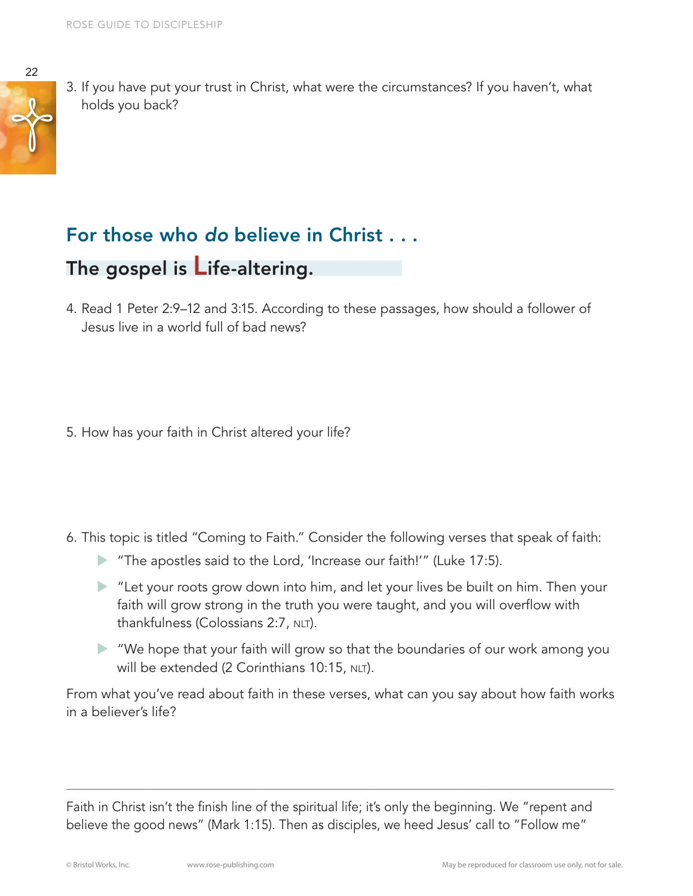3. If you have put your trust in Christ, what were the circumstances? If you haven't, what holds you back?

## For those who *do* believe in Christ . . .

### The gospel is Life-altering.

4. Read 1 Peter 2:9–12 and 3:15. According to these passages, how should a follower of Jesus live in a world full of bad news?

5. How has your faith in Christ altered your life?

6. This topic is titled "Coming to Faith." Consider the following verses that speak of faith:
   - "The apostles said to the Lord, 'Increase our faith!'" (Luke 17:5).
   - "Let your roots grow down into him, and let your lives be built on him. Then your faith will grow strong in the truth you were taught, and you will overflow with thankfulness (Colossians 2:7, NLT).
   - "We hope that your faith will grow so that the boundaries of our work among you will be extended (2 Corinthians 10:15, NLT).

From what you've read about faith in these verses, what can you say about how faith works in a believer's life?

---

Faith in Christ isn't the finish line of the spiritual life; it's only the beginning. We "repent and believe the good news" (Mark 1:15). Then as disciples, we heed Jesus' call to "Follow me"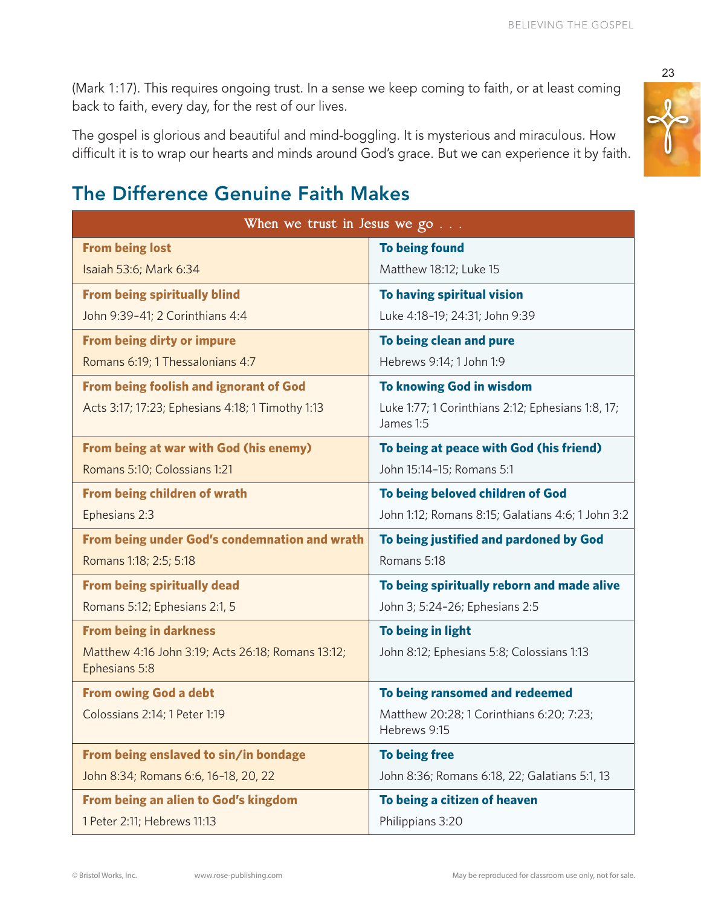(Mark 1:17). This requires ongoing trust. In a sense we keep coming to faith, or at least coming back to faith, every day, for the rest of our lives.

The gospel is glorious and beautiful and mind-boggling. It is mysterious and miraculous. How difficult it is to wrap our hearts and minds around God's grace. But we can experience it by faith.

## The Difference Genuine Faith Makes

| When we trust in Jesus we go . . . | |
|---|---|
| **From being lost**<br>Isaiah 53:6; Mark 6:34 | **To being found**<br>Matthew 18:12; Luke 15 |
| **From being spiritually blind**<br>John 9:39–41; 2 Corinthians 4:4 | **To having spiritual vision**<br>Luke 4:18–19; 24:31; John 9:39 |
| **From being dirty or impure**<br>Romans 6:19; 1 Thessalonians 4:7 | **To being clean and pure**<br>Hebrews 9:14; 1 John 1:9 |
| **From being foolish and ignorant of God**<br>Acts 3:17; 17:23; Ephesians 4:18; 1 Timothy 1:13 | **To knowing God in wisdom**<br>Luke 1:77; 1 Corinthians 2:12; Ephesians 1:8, 17; James 1:5 |
| **From being at war with God (his enemy)**<br>Romans 5:10; Colossians 1:21 | **To being at peace with God (his friend)**<br>John 15:14–15; Romans 5:1 |
| **From being children of wrath**<br>Ephesians 2:3 | **To being beloved children of God**<br>John 1:12; Romans 8:15; Galatians 4:6; 1 John 3:2 |
| **From being under God's condemnation and wrath**<br>Romans 1:18; 2:5; 5:18 | **To being justified and pardoned by God**<br>Romans 5:18 |
| **From being spiritually dead**<br>Romans 5:12; Ephesians 2:1, 5 | **To being spiritually reborn and made alive**<br>John 3; 5:24–26; Ephesians 2:5 |
| **From being in darkness**<br>Matthew 4:16 John 3:19; Acts 26:18; Romans 13:12; Ephesians 5:8 | **To being in light**<br>John 8:12; Ephesians 5:8; Colossians 1:13 |
| **From owing God a debt**<br>Colossians 2:14; 1 Peter 1:19 | **To being ransomed and redeemed**<br>Matthew 20:28; 1 Corinthians 6:20; 7:23; Hebrews 9:15 |
| **From being enslaved to sin/in bondage**<br>John 8:34; Romans 6:6, 16–18, 20, 22 | **To being free**<br>John 8:36; Romans 6:18, 22; Galatians 5:1, 13 |
| **From being an alien to God's kingdom**<br>1 Peter 2:11; Hebrews 11:13 | **To being a citizen of heaven**<br>Philippians 3:20 |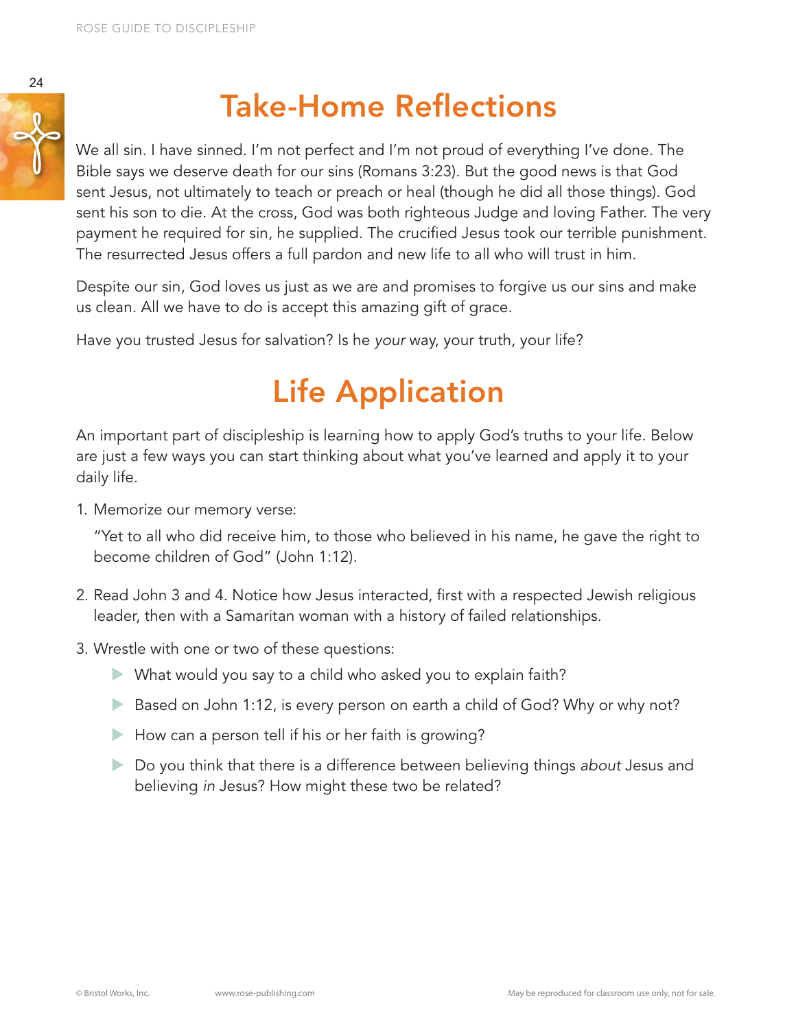## Take-Home Reflections

We all sin. I have sinned. I'm not perfect and I'm not proud of everything I've done. The Bible says we deserve death for our sins (Romans 3:23). But the good news is that God sent Jesus, not ultimately to teach or preach or heal (though he did all those things). God sent his son to die. At the cross, God was both righteous Judge and loving Father. The very payment he required for sin, he supplied. The crucified Jesus took our terrible punishment. The resurrected Jesus offers a full pardon and new life to all who will trust in him.

Despite our sin, God loves us just as we are and promises to forgive us our sins and make us clean. All we have to do is accept this amazing gift of grace.

Have you trusted Jesus for salvation? Is he *your* way, your truth, your life?

## Life Application

An important part of discipleship is learning how to apply God's truths to your life. Below are just a few ways you can start thinking about what you've learned and apply it to your daily life.

1. Memorize our memory verse:

   "Yet to all who did receive him, to those who believed in his name, he gave the right to become children of God" (John 1:12).

2. Read John 3 and 4. Notice how Jesus interacted, first with a respected Jewish religious leader, then with a Samaritan woman with a history of failed relationships.

3. Wrestle with one or two of these questions:
   - What would you say to a child who asked you to explain faith?
   - Based on John 1:12, is every person on earth a child of God? Why or why not?
   - How can a person tell if his or her faith is growing?
   - Do you think that there is a difference between believing things *about* Jesus and believing *in* Jesus? How might these two be related?

© Bristol Works, Inc. www.rose-publishing.com May be reproduced for classroom use only, not for sale.